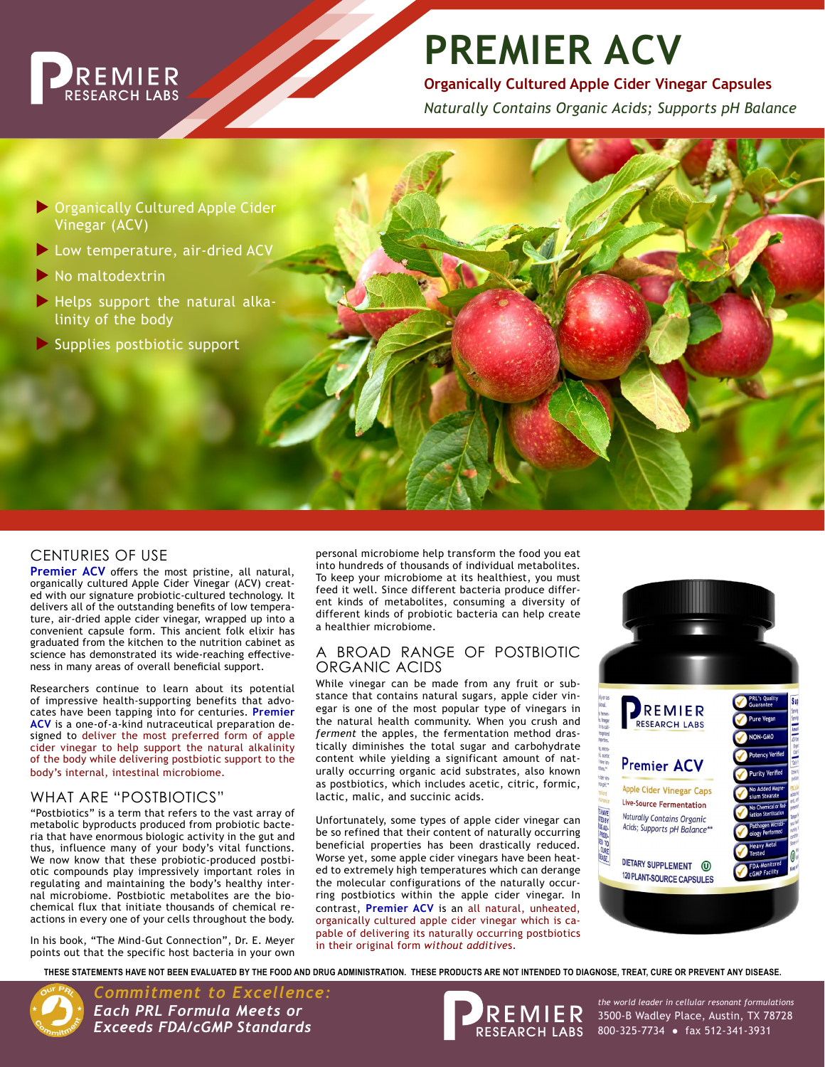# PREMIER ACV

**Organically Cultured Apple Cider Vinegar Capsules**

*Naturally Contains Organic Acids; Supports pH Balance*

- Organically Cultured Apple Cider Vinegar (ACV)
- Low temperature, air-dried ACV
- No maltodextrin
- Helps support the natural alkalinity of the body
- Supplies postbiotic support

## CENTURIES OF USE

**Premier ACV** offers the most pristine, all natural, organically cultured Apple Cider Vinegar (ACV) created with our signature probiotic-cultured technology. It delivers all of the outstanding benefits of low temperature, air-dried apple cider vinegar, wrapped up into a convenient capsule form. This ancient folk elixir has graduated from the kitchen to the nutrition cabinet as science has demonstrated its wide-reaching effectiveness in many areas of overall beneficial support.

Researchers continue to learn about its potential of impressive health-supporting benefits that advocates have been tapping into for centuries. **Premier ACV** is a one-of-a-kind nutraceutical preparation designed to deliver the most preferred form of apple cider vinegar to help support the natural alkalinity of the body while delivering postbiotic support to the body's internal, intestinal microbiome.

## WHAT ARE "POSTBIOTICS"

"Postbiotics" is a term that refers to the vast array of metabolic byproducts produced from probiotic bacteria that have enormous biologic activity in the gut and thus, influence many of your body's vital functions. We now know that these probiotic-produced postbiotic compounds play impressively important roles in regulating and maintaining the body's healthy internal microbiome. Postbiotic metabolites are the biochemical flux that initiate thousands of chemical reactions in every one of your cells throughout the body.

In his book, "The Mind-Gut Connection", Dr. E. Meyer points out that the specific host bacteria in your own personal microbiome help transform the food you eat into hundreds of thousands of individual metabolites. To keep your microbiome at its healthiest, you must feed it well. Since different bacteria produce different kinds of metabolites, consuming a diversity of different kinds of probiotic bacteria can help create a healthier microbiome.

## A BROAD RANGE OF POSTBIOTIC ORGANIC ACIDS

While vinegar can be made from any fruit or substance that contains natural sugars, apple cider vinegar is one of the most popular type of vinegars in the natural health community. When you crush and *ferment* the apples, the fermentation method drastically diminishes the total sugar and carbohydrate content while yielding a significant amount of naturally occurring organic acid substrates, also known as postbiotics, which includes acetic, citric, formic, lactic, malic, and succinic acids.

Unfortunately, some types of apple cider vinegar can be so refined that their content of naturally occurring beneficial properties has been drastically reduced. Worse yet, some apple cider vinegars have been heated to extremely high temperatures which can derange the molecular configurations of the naturally occurring postbiotics within the apple cider vinegar. In contrast, **Premier ACV** is an all natural, unheated, organically cultured apple cider vinegar which is capable of delivering its naturally occurring postbiotics in their original form *without additives*.

**THESE STATEMENTS HAVE NOT BEEN EVALUATED BY THE FOOD AND DRUG ADMINISTRATION. THESE PRODUCTS ARE NOT INTENDED TO DIAGNOSE, TREAT, CURE OR PREVENT ANY DISEASE.**

***Commitment to Excellence: Each PRL Formula Meets or Exceeds FDA/cGMP Standards***

PREMIER RESEARCH LABS

*the world leader in cellular resonant formulations*
3500-B Wadley Place, Austin, TX 78728
800-325-7734 • fax 512-341-3931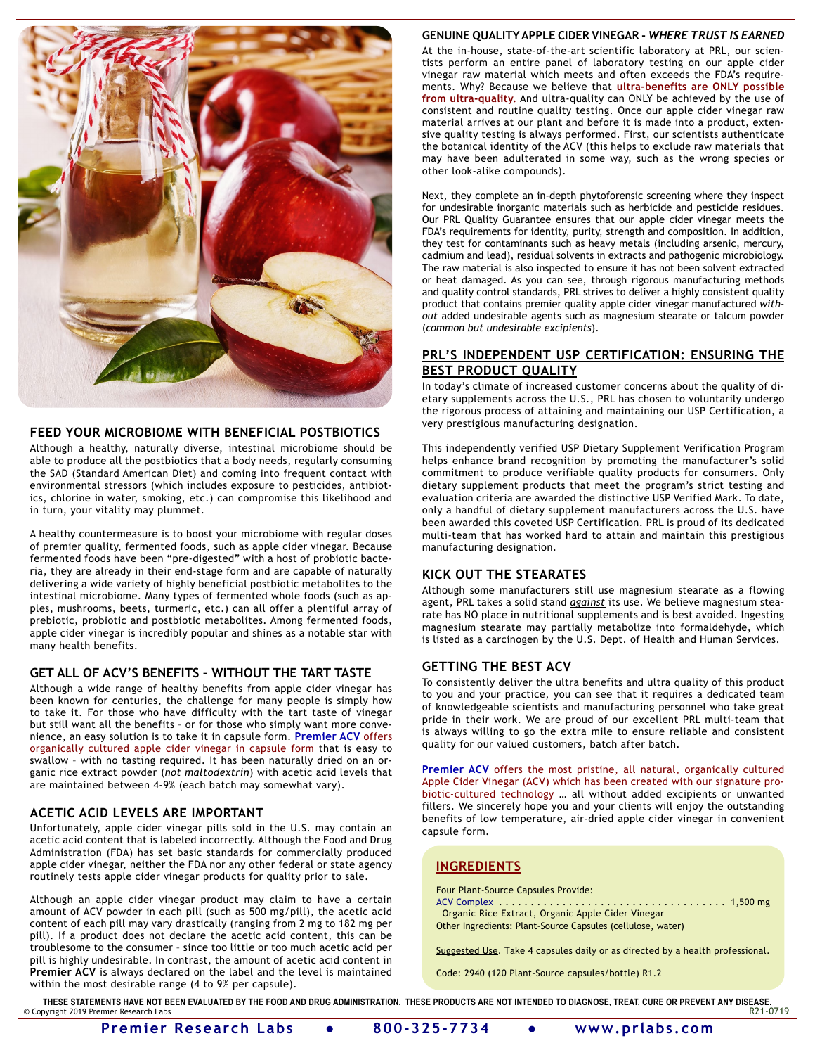## FEED YOUR MICROBIOME WITH BENEFICIAL POSTBIOTICS

Although a healthy, naturally diverse, intestinal microbiome should be able to produce all the postbiotics that a body needs, regularly consuming the SAD (Standard American Diet) and coming into frequent contact with environmental stressors (which includes exposure to pesticides, antibiotics, chlorine in water, smoking, etc.) can compromise this likelihood and in turn, your vitality may plummet.

A healthy countermeasure is to boost your microbiome with regular doses of premier quality, fermented foods, such as apple cider vinegar. Because fermented foods have been "pre-digested" with a host of probiotic bacteria, they are already in their end-stage form and are capable of naturally delivering a wide variety of highly beneficial postbiotic metabolites to the intestinal microbiome. Many types of fermented whole foods (such as apples, mushrooms, beets, turmeric, etc.) can all offer a plentiful array of prebiotic, probiotic and postbiotic metabolites. Among fermented foods, apple cider vinegar is incredibly popular and shines as a notable star with many health benefits.

## GET ALL OF ACV'S BENEFITS – WITHOUT THE TART TASTE

Although a wide range of healthy benefits from apple cider vinegar has been known for centuries, the challenge for many people is simply how to take it. For those who have difficulty with the tart taste of vinegar but still want all the benefits – or for those who simply want more convenience, an easy solution is to take it in capsule form. **Premier ACV** offers organically cultured apple cider vinegar in capsule form that is easy to swallow – with no tasting required. It has been naturally dried on an organic rice extract powder (*not maltodextrin*) with acetic acid levels that are maintained between 4-9% (each batch may somewhat vary).

## ACETIC ACID LEVELS ARE IMPORTANT

Unfortunately, apple cider vinegar pills sold in the U.S. may contain an acetic acid content that is labeled incorrectly. Although the Food and Drug Administration (FDA) has set basic standards for commercially produced apple cider vinegar, neither the FDA nor any other federal or state agency routinely tests apple cider vinegar products for quality prior to sale.

Although an apple cider vinegar product may claim to have a certain amount of ACV powder in each pill (such as 500 mg/pill), the acetic acid content of each pill may vary drastically (ranging from 2 mg to 182 mg per pill). If a product does not declare the acetic acid content, this can be troublesome to the consumer – since too little or too much acetic acid per pill is highly undesirable. In contrast, the amount of acetic acid content in **Premier ACV** is always declared on the label and the level is maintained within the most desirable range (4 to 9% per capsule).

## GENUINE QUALITY APPLE CIDER VINEGAR - *WHERE TRUST IS EARNED*

At the in-house, state-of-the-art scientific laboratory at PRL, our scientists perform an entire panel of laboratory testing on our apple cider vinegar raw material which meets and often exceeds the FDA's requirements. Why? Because we believe that **ultra-benefits are ONLY possible from ultra-quality.** And ultra-quality can ONLY be achieved by the use of consistent and routine quality testing. Once our apple cider vinegar raw material arrives at our plant and before it is made into a product, extensive quality testing is always performed. First, our scientists authenticate the botanical identity of the ACV (this helps to exclude raw materials that may have been adulterated in some way, such as the wrong species or other look-alike compounds).

Next, they complete an in-depth phytoforensic screening where they inspect for undesirable inorganic materials such as herbicide and pesticide residues. Our PRL Quality Guarantee ensures that our apple cider vinegar meets the FDA's requirements for identity, purity, strength and composition. In addition, they test for contaminants such as heavy metals (including arsenic, mercury, cadmium and lead), residual solvents in extracts and pathogenic microbiology. The raw material is also inspected to ensure it has not been solvent extracted or heat damaged. As you can see, through rigorous manufacturing methods and quality control standards, PRL strives to deliver a highly consistent quality product that contains premier quality apple cider vinegar manufactured *without* added undesirable agents such as magnesium stearate or talcum powder (*common but undesirable excipients*).

## PRL'S INDEPENDENT USP CERTIFICATION: ENSURING THE BEST PRODUCT QUALITY

In today's climate of increased customer concerns about the quality of dietary supplements across the U.S., PRL has chosen to voluntarily undergo the rigorous process of attaining and maintaining our USP Certification, a very prestigious manufacturing designation.

This independently verified USP Dietary Supplement Verification Program helps enhance brand recognition by promoting the manufacturer's solid commitment to produce verifiable quality products for consumers. Only dietary supplement products that meet the program's strict testing and evaluation criteria are awarded the distinctive USP Verified Mark. To date, only a handful of dietary supplement manufacturers across the U.S. have been awarded this coveted USP Certification. PRL is proud of its dedicated multi-team that has worked hard to attain and maintain this prestigious manufacturing designation.

## KICK OUT THE STEARATES

Although some manufacturers still use magnesium stearate as a flowing agent, PRL takes a solid stand ***against*** its use. We believe magnesium stearate has NO place in nutritional supplements and is best avoided. Ingesting magnesium stearate may partially metabolize into formaldehyde, which is listed as a carcinogen by the U.S. Dept. of Health and Human Services.

## GETTING THE BEST ACV

To consistently deliver the ultra benefits and ultra quality of this product to you and your practice, you can see that it requires a dedicated team of knowledgeable scientists and manufacturing personnel who take great pride in their work. We are proud of our excellent PRL multi-team that is always willing to go the extra mile to ensure reliable and consistent quality for our valued customers, batch after batch.

**Premier ACV** offers the most pristine, all natural, organically cultured Apple Cider Vinegar (ACV) which has been created with our signature probiotic-cultured technology … all without added excipients or unwanted fillers. We sincerely hope you and your clients will enjoy the outstanding benefits of low temperature, air-dried apple cider vinegar in convenient capsule form.

## INGREDIENTS

Four Plant-Source Capsules Provide:

| | |
|---|---|
| ACV Complex | 1,500 mg |
| Organic Rice Extract, Organic Apple Cider Vinegar | |
| Other Ingredients: Plant-Source Capsules (cellulose, water) | |

Suggested Use. Take 4 capsules daily or as directed by a health professional.

Code: 2940 (120 Plant-Source capsules/bottle) R1.2

**THESE STATEMENTS HAVE NOT BEEN EVALUATED BY THE FOOD AND DRUG ADMINISTRATION. THESE PRODUCTS ARE NOT INTENDED TO DIAGNOSE, TREAT, CURE OR PREVENT ANY DISEASE.**

© Copyright 2019 Premier Research Labs R21-0719

**Premier Research Labs • 800-325-7734 • www.prlabs.com**